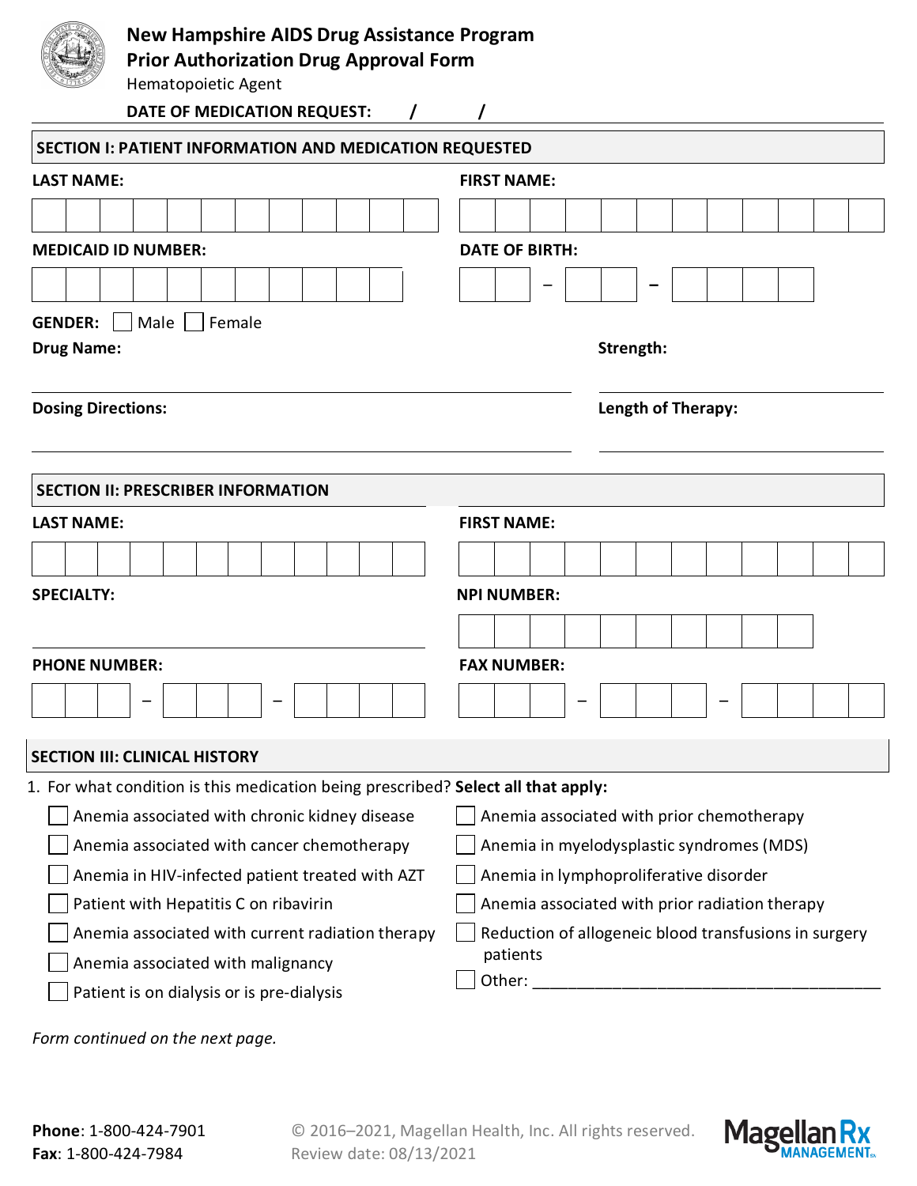# New Hampshire AIDS Drug Assistance Program
## Prior Authorization Drug Approval Form

Hematopoietic Agent

**DATE OF MEDICATION REQUEST:** / /

## SECTION I: PATIENT INFORMATION AND MEDICATION REQUESTED

**LAST NAME:**

**FIRST NAME:**

**MEDICAID ID NUMBER:**

**DATE OF BIRTH:** – –

**GENDER:** ☐ Male ☐ Female

**Drug Name:**

**Strength:**

**Dosing Directions:**

**Length of Therapy:**

## SECTION II: PRESCRIBER INFORMATION

**LAST NAME:**

**FIRST NAME:**

**SPECIALTY:**

**NPI NUMBER:**

**PHONE NUMBER:** – –

**FAX NUMBER:** – –

## SECTION III: CLINICAL HISTORY

1. For what condition is this medication being prescribed? **Select all that apply:**

- ☐ Anemia associated with chronic kidney disease
- ☐ Anemia associated with cancer chemotherapy
- ☐ Anemia in HIV-infected patient treated with AZT
- ☐ Patient with Hepatitis C on ribavirin
- ☐ Anemia associated with current radiation therapy
- ☐ Anemia associated with malignancy
- ☐ Patient is on dialysis or is pre-dialysis
- ☐ Anemia associated with prior chemotherapy
- ☐ Anemia in myelodysplastic syndromes (MDS)
- ☐ Anemia in lymphoproliferative disorder
- ☐ Anemia associated with prior radiation therapy
- ☐ Reduction of allogeneic blood transfusions in surgery patients
- ☐ Other: ______________________________________

*Form continued on the next page.*

**Phone**: 1-800-424-7901
**Fax**: 1-800-424-7984

© 2016–2021, Magellan Health, Inc. All rights reserved.
Review date: 08/13/2021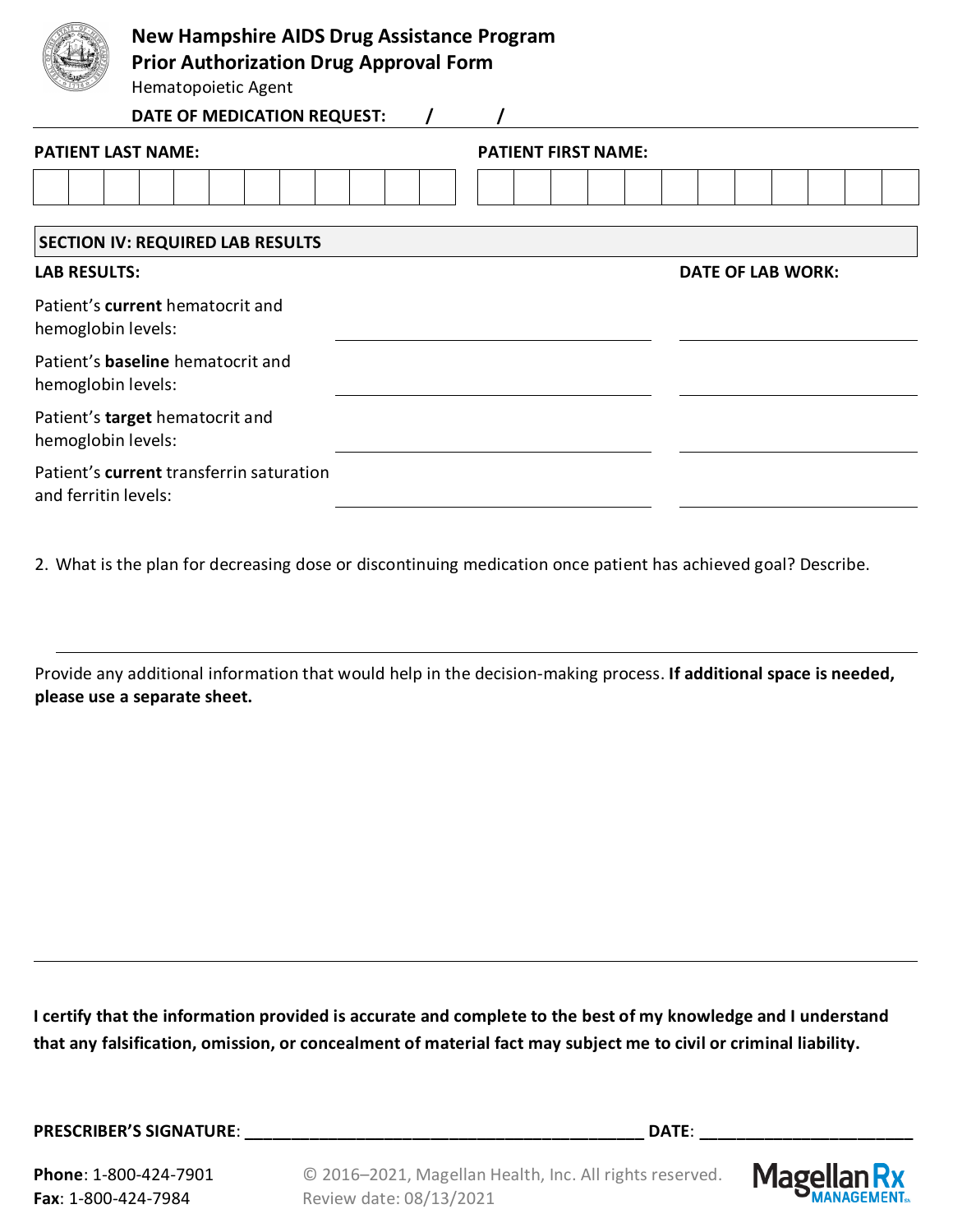# New Hampshire AIDS Drug Assistance Program
## Prior Authorization Drug Approval Form

Hematopoietic Agent

**DATE OF MEDICATION REQUEST:** / /

| **PATIENT LAST NAME:** | **PATIENT FIRST NAME:** |
| --- | --- |
| | |

## SECTION IV: REQUIRED LAB RESULTS

| **LAB RESULTS:** | | **DATE OF LAB WORK:** |
| --- | --- | --- |
| Patient's **current** hematocrit and hemoglobin levels: | | |
| Patient's **baseline** hematocrit and hemoglobin levels: | | |
| Patient's **target** hematocrit and hemoglobin levels: | | |
| Patient's **current** transferrin saturation and ferritin levels: | | |

2. What is the plan for decreasing dose or discontinuing medication once patient has achieved goal? Describe.

Provide any additional information that would help in the decision-making process. **If additional space is needed, please use a separate sheet.**

**I certify that the information provided is accurate and complete to the best of my knowledge and I understand that any falsification, omission, or concealment of material fact may subject me to civil or criminal liability.**

**PRESCRIBER'S SIGNATURE**: ____________________ **DATE**: ____________________

**Phone**: 1-800-424-7901
**Fax**: 1-800-424-7984

© 2016–2021, Magellan Health, Inc. All rights reserved.
Review date: 08/13/2021

Magellan Rx MANAGEMENT